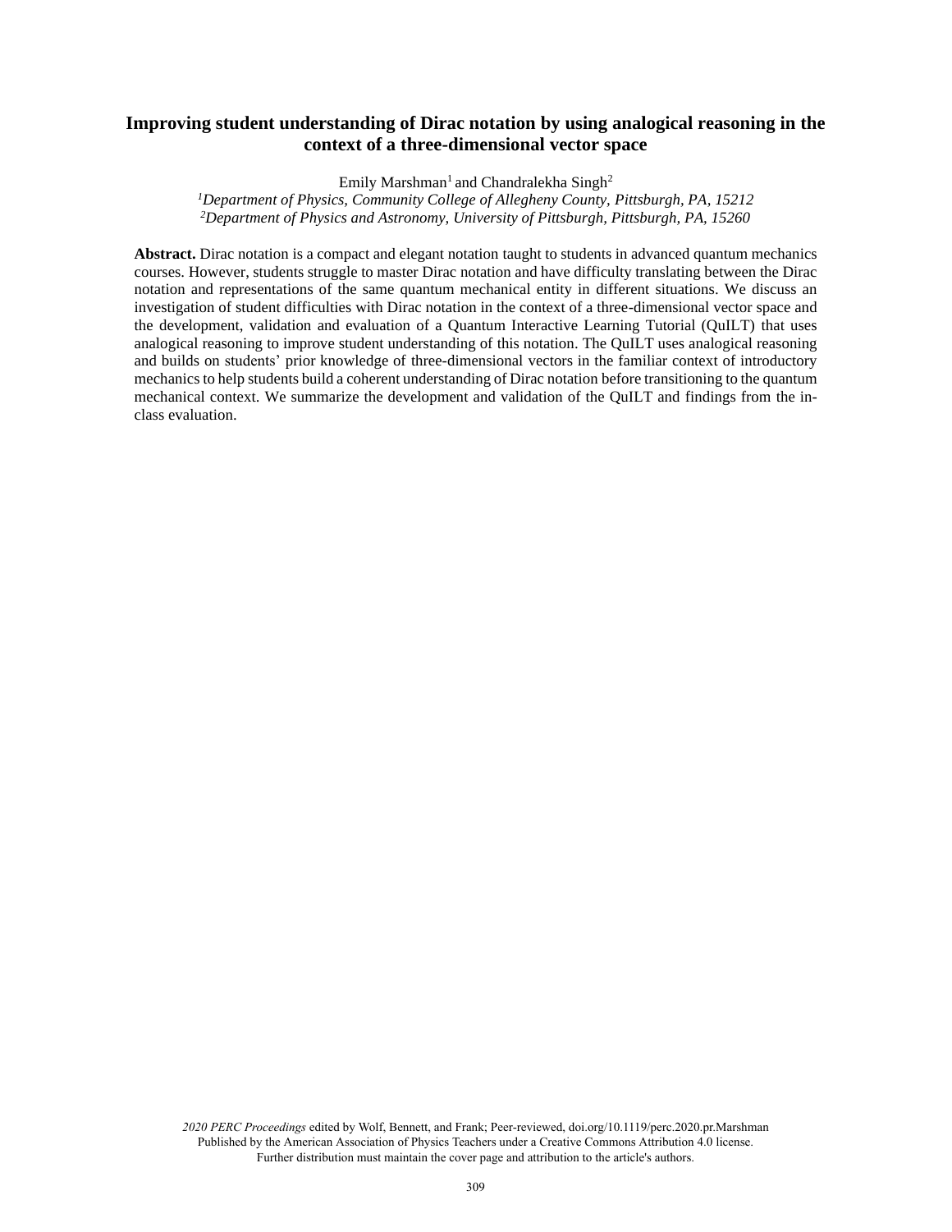# Improving student understanding of Dirac notation by using analogical reasoning in the context of a three-dimensional vector space

Emily Marshman[1] and Chandralekha Singh[2]

[1]*Department of Physics, Community College of Allegheny County, Pittsburgh, PA, 15212*
[2]*Department of Physics and Astronomy, University of Pittsburgh, Pittsburgh, PA, 15260*

**Abstract.** Dirac notation is a compact and elegant notation taught to students in advanced quantum mechanics courses. However, students struggle to master Dirac notation and have difficulty translating between the Dirac notation and representations of the same quantum mechanical entity in different situations. We discuss an investigation of student difficulties with Dirac notation in the context of a three-dimensional vector space and the development, validation and evaluation of a Quantum Interactive Learning Tutorial (QuILT) that uses analogical reasoning to improve student understanding of this notation. The QuILT uses analogical reasoning and builds on students' prior knowledge of three-dimensional vectors in the familiar context of introductory mechanics to help students build a coherent understanding of Dirac notation before transitioning to the quantum mechanical context. We summarize the development and validation of the QuILT and findings from the in-class evaluation.

*2020 PERC Proceedings* edited by Wolf, Bennett, and Frank; Peer-reviewed, doi.org/10.1119/perc.2020.pr.Marshman
Published by the American Association of Physics Teachers under a Creative Commons Attribution 4.0 license.
Further distribution must maintain the cover page and attribution to the article's authors.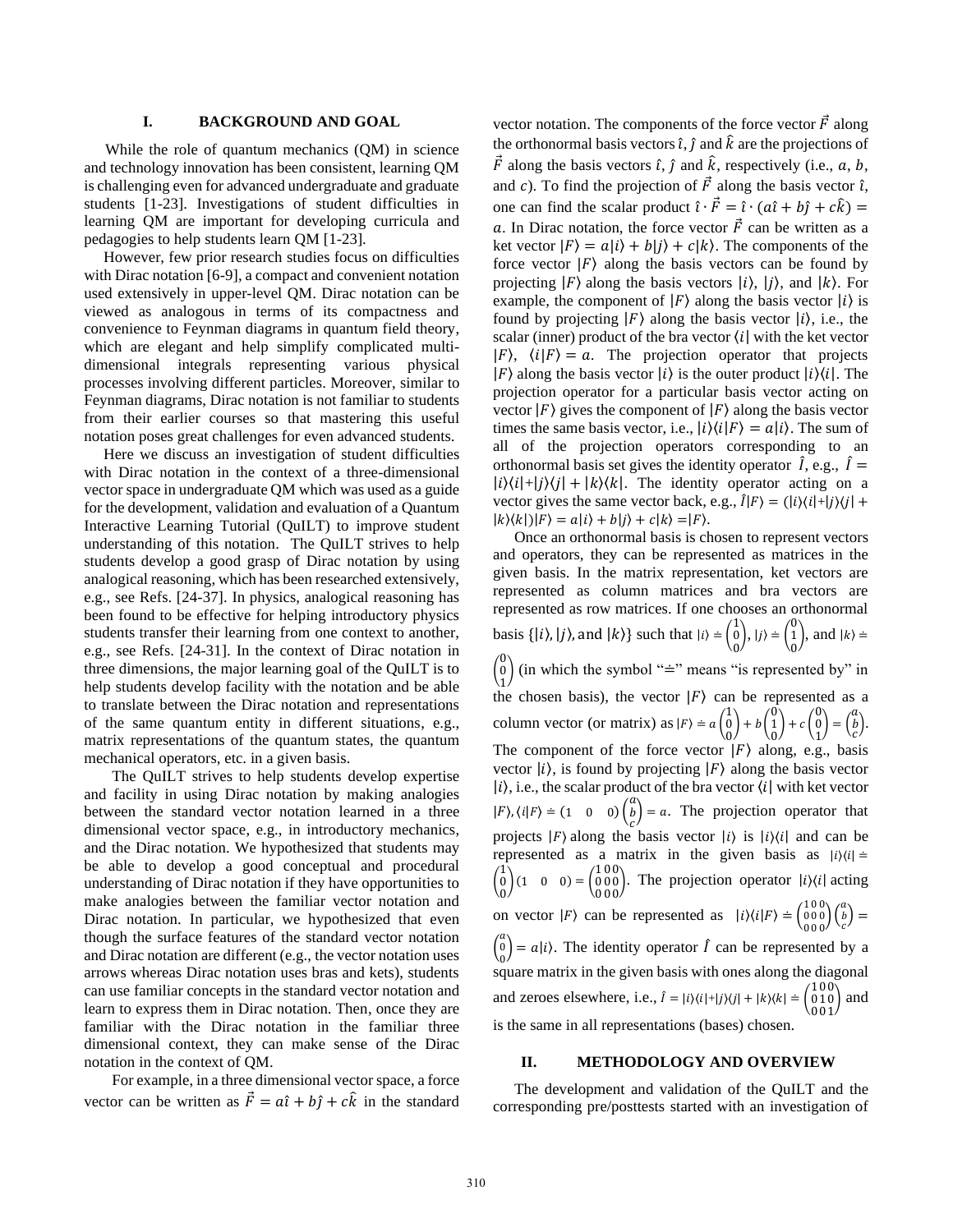## I. BACKGROUND AND GOAL

While the role of quantum mechanics (QM) in science and technology innovation has been consistent, learning QM is challenging even for advanced undergraduate and graduate students [1-23]. Investigations of student difficulties in learning QM are important for developing curricula and pedagogies to help students learn QM [1-23].

However, few prior research studies focus on difficulties with Dirac notation [6-9], a compact and convenient notation used extensively in upper-level QM. Dirac notation can be viewed as analogous in terms of its compactness and convenience to Feynman diagrams in quantum field theory, which are elegant and help simplify complicated multi-dimensional integrals representing various physical processes involving different particles. Moreover, similar to Feynman diagrams, Dirac notation is not familiar to students from their earlier courses so that mastering this useful notation poses great challenges for even advanced students.

Here we discuss an investigation of student difficulties with Dirac notation in the context of a three-dimensional vector space in undergraduate QM which was used as a guide for the development, validation and evaluation of a Quantum Interactive Learning Tutorial (QuILT) to improve student understanding of this notation. The QuILT strives to help students develop a good grasp of Dirac notation by using analogical reasoning, which has been researched extensively, e.g., see Refs. [24-37]. In physics, analogical reasoning has been found to be effective for helping introductory physics students transfer their learning from one context to another, e.g., see Refs. [24-31]. In the context of Dirac notation in three dimensions, the major learning goal of the QuILT is to help students develop facility with the notation and be able to translate between the Dirac notation and representations of the same quantum entity in different situations, e.g., matrix representations of the quantum states, the quantum mechanical operators, etc. in a given basis.

The QuILT strives to help students develop expertise and facility in using Dirac notation by making analogies between the standard vector notation learned in a three dimensional vector space, e.g., in introductory mechanics, and the Dirac notation. We hypothesized that students may be able to develop a good conceptual and procedural understanding of Dirac notation if they have opportunities to make analogies between the familiar vector notation and Dirac notation. In particular, we hypothesized that even though the surface features of the standard vector notation and Dirac notation are different (e.g., the vector notation uses arrows whereas Dirac notation uses bras and kets), students can use familiar concepts in the standard vector notation and learn to express them in Dirac notation. Then, once they are familiar with the Dirac notation in the familiar three dimensional context, they can make sense of the Dirac notation in the context of QM.

For example, in a three dimensional vector space, a force vector can be written as $\vec{F} = a\hat{\imath} + b\hat{\jmath} + c\hat{k}$ in the standard vector notation. The components of the force vector $\vec{F}$ along the orthonormal basis vectors $\hat{\imath}, \hat{\jmath}$ and $\hat{k}$ are the projections of $\vec{F}$ along the basis vectors $\hat{\imath}$, $\hat{\jmath}$ and $\hat{k}$, respectively (i.e., $a$, $b$, and $c$). To find the projection of $\vec{F}$ along the basis vector $\hat{\imath}$, one can find the scalar product $\hat{\imath} \cdot \vec{F} = \hat{\imath} \cdot (a\hat{\imath} + b\hat{\jmath} + c\hat{k}) = a$. In Dirac notation, the force vector $\vec{F}$ can be written as a ket vector $|F\rangle = a|i\rangle + b|j\rangle + c|k\rangle$. The components of the force vector $|F\rangle$ along the basis vectors can be found by projecting $|F\rangle$ along the basis vectors $|i\rangle$, $|j\rangle$, and $|k\rangle$. For example, the component of $|F\rangle$ along the basis vector $|i\rangle$ is found by projecting $|F\rangle$ along the basis vector $|i\rangle$, i.e., the scalar (inner) product of the bra vector $\langle i|$ with the ket vector $|F\rangle$, $\langle i|F\rangle = a$. The projection operator that projects $|F\rangle$ along the basis vector $|i\rangle$ is the outer product $|i\rangle\langle i|$. The projection operator for a particular basis vector acting on vector $|F\rangle$ gives the component of $|F\rangle$ along the basis vector times the same basis vector, i.e., $|i\rangle\langle i|F\rangle = a|i\rangle$. The sum of all of the projection operators corresponding to an orthonormal basis set gives the identity operator $\hat{I}$, e.g., $\hat{I} = |i\rangle\langle i| + |j\rangle\langle j| + |k\rangle\langle k|$. The identity operator acting on a vector gives the same vector back, e.g., $\hat{I}|F\rangle = (|i\rangle\langle i| + |j\rangle\langle j| + |k\rangle\langle k|)|F\rangle = a|i\rangle + b|j\rangle + c|k\rangle = |F\rangle$.

Once an orthonormal basis is chosen to represent vectors and operators, they can be represented as matrices in the given basis. In the matrix representation, ket vectors are represented as column matrices and bra vectors are represented as row matrices. If one chooses an orthonormal basis $\{|i\rangle, |j\rangle, \text{and } |k\rangle\}$ such that $|i\rangle \doteq \begin{pmatrix}1\\0\\0\end{pmatrix}$, $|j\rangle \doteq \begin{pmatrix}0\\1\\0\end{pmatrix}$, and $|k\rangle \doteq \begin{pmatrix}0\\0\\1\end{pmatrix}$ (in which the symbol "$\doteq$" means "is represented by" in the chosen basis), the vector $|F\rangle$ can be represented as a column vector (or matrix) as $|F\rangle \doteq a\begin{pmatrix}1\\0\\0\end{pmatrix} + b\begin{pmatrix}0\\1\\0\end{pmatrix} + c\begin{pmatrix}0\\0\\1\end{pmatrix} = \begin{pmatrix}a\\b\\c\end{pmatrix}$. The component of the force vector $|F\rangle$ along, e.g., basis vector $|i\rangle$, is found by projecting $|F\rangle$ along the basis vector $|i\rangle$, i.e., the scalar product of the bra vector $\langle i|$ with ket vector $|F\rangle$, $\langle i|F\rangle \doteq (1 \quad 0 \quad 0)\begin{pmatrix}a\\b\\c\end{pmatrix} = a$. The projection operator that projects $|F\rangle$ along the basis vector $|i\rangle$ is $|i\rangle\langle i|$ and can be represented as a matrix in the given basis as $|i\rangle\langle i| \doteq \begin{pmatrix}1\\0\\0\end{pmatrix}(1 \quad 0 \quad 0) = \begin{pmatrix}1&0&0\\0&0&0\\0&0&0\end{pmatrix}$. The projection operator $|i\rangle\langle i|$ acting on vector $|F\rangle$ can be represented as $|i\rangle\langle i|F\rangle \doteq \begin{pmatrix}1&0&0\\0&0&0\\0&0&0\end{pmatrix}\begin{pmatrix}a\\b\\c\end{pmatrix} = \begin{pmatrix}a\\0\\0\end{pmatrix} = a|i\rangle$. The identity operator $\hat{I}$ can be represented by a square matrix in the given basis with ones along the diagonal and zeroes elsewhere, i.e., $\hat{I} = |i\rangle\langle i| + |j\rangle\langle j| + |k\rangle\langle k| \doteq \begin{pmatrix}1&0&0\\0&1&0\\0&0&1\end{pmatrix}$ and is the same in all representations (bases) chosen.

## II. METHODOLOGY AND OVERVIEW

The development and validation of the QuILT and the corresponding pre/posttests started with an investigation of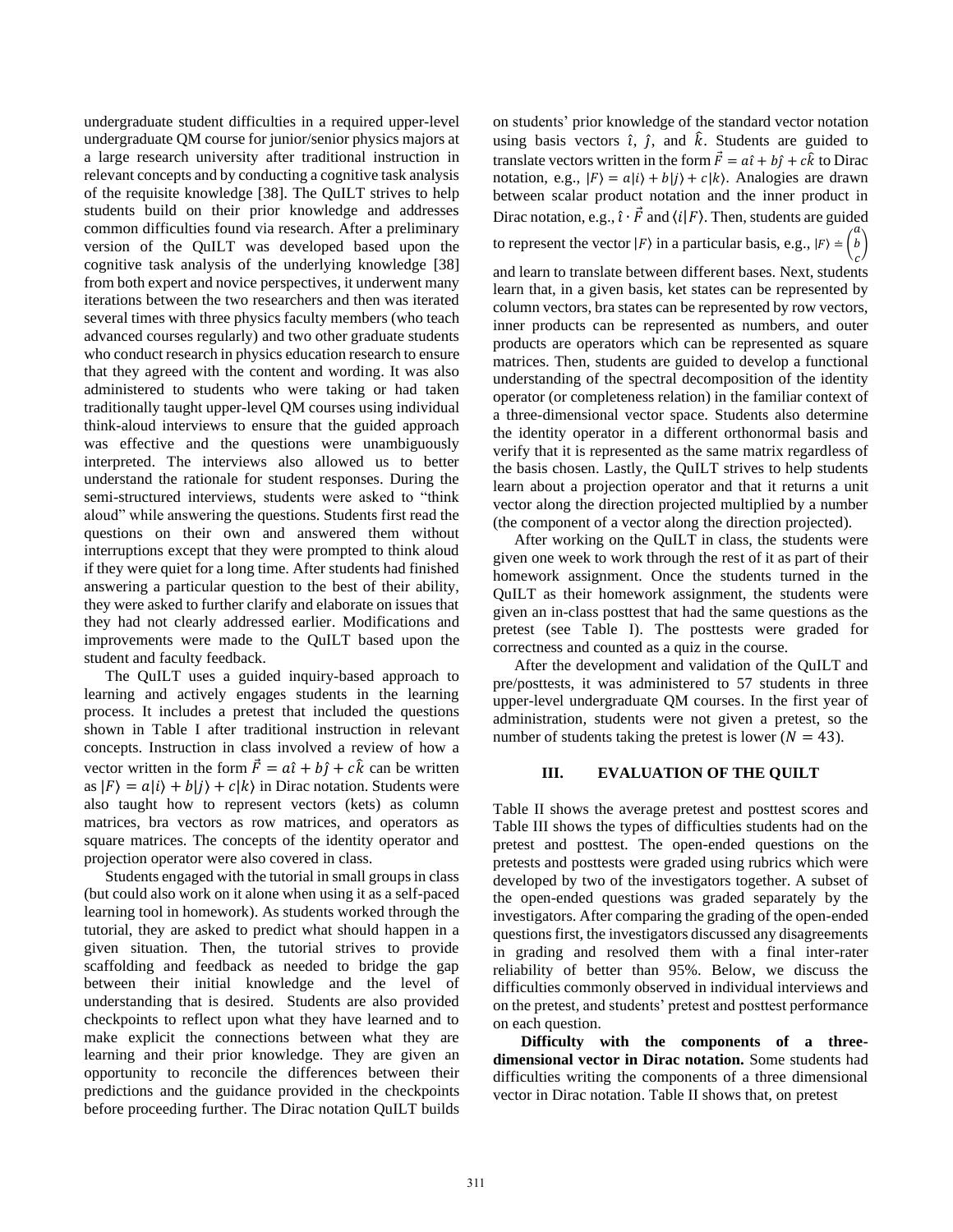undergraduate student difficulties in a required upper-level undergraduate QM course for junior/senior physics majors at a large research university after traditional instruction in relevant concepts and by conducting a cognitive task analysis of the requisite knowledge [38]. The QuILT strives to help students build on their prior knowledge and addresses common difficulties found via research. After a preliminary version of the QuILT was developed based upon the cognitive task analysis of the underlying knowledge [38] from both expert and novice perspectives, it underwent many iterations between the two researchers and then was iterated several times with three physics faculty members (who teach advanced courses regularly) and two other graduate students who conduct research in physics education research to ensure that they agreed with the content and wording. It was also administered to students who were taking or had taken traditionally taught upper-level QM courses using individual think-aloud interviews to ensure that the guided approach was effective and the questions were unambiguously interpreted. The interviews also allowed us to better understand the rationale for student responses. During the semi-structured interviews, students were asked to "think aloud" while answering the questions. Students first read the questions on their own and answered them without interruptions except that they were prompted to think aloud if they were quiet for a long time. After students had finished answering a particular question to the best of their ability, they were asked to further clarify and elaborate on issues that they had not clearly addressed earlier. Modifications and improvements were made to the QuILT based upon the student and faculty feedback.

The QuILT uses a guided inquiry-based approach to learning and actively engages students in the learning process. It includes a pretest that included the questions shown in Table I after traditional instruction in relevant concepts. Instruction in class involved a review of how a vector written in the form $\vec{F} = a\hat{\imath} + b\hat{\jmath} + c\hat{k}$ can be written as $|F\rangle = a|i\rangle + b|j\rangle + c|k\rangle$ in Dirac notation. Students were also taught how to represent vectors (kets) as column matrices, bra vectors as row matrices, and operators as square matrices. The concepts of the identity operator and projection operator were also covered in class.

Students engaged with the tutorial in small groups in class (but could also work on it alone when using it as a self-paced learning tool in homework). As students worked through the tutorial, they are asked to predict what should happen in a given situation. Then, the tutorial strives to provide scaffolding and feedback as needed to bridge the gap between their initial knowledge and the level of understanding that is desired. Students are also provided checkpoints to reflect upon what they have learned and to make explicit the connections between what they are learning and their prior knowledge. They are given an opportunity to reconcile the differences between their predictions and the guidance provided in the checkpoints before proceeding further. The Dirac notation QuILT builds on students' prior knowledge of the standard vector notation using basis vectors $\hat{\imath}$, $\hat{\jmath}$, and $\hat{k}$. Students are guided to translate vectors written in the form $\vec{F} = a\hat{\imath} + b\hat{\jmath} + c\hat{k}$ to Dirac notation, e.g., $|F\rangle = a|i\rangle + b|j\rangle + c|k\rangle$. Analogies are drawn between scalar product notation and the inner product in Dirac notation, e.g., $\hat{\imath} \cdot \vec{F}$ and $\langle i|F\rangle$. Then, students are guided to represent the vector $|F\rangle$ in a particular basis, e.g., $|F\rangle \doteq \begin{pmatrix} a \\ b \\ c \end{pmatrix}$ and learn to translate between different bases. Next, students learn that, in a given basis, ket states can be represented by column vectors, bra states can be represented by row vectors, inner products can be represented as numbers, and outer products are operators which can be represented as square matrices. Then, students are guided to develop a functional understanding of the spectral decomposition of the identity operator (or completeness relation) in the familiar context of a three-dimensional vector space. Students also determine the identity operator in a different orthonormal basis and verify that it is represented as the same matrix regardless of the basis chosen. Lastly, the QuILT strives to help students learn about a projection operator and that it returns a unit vector along the direction projected multiplied by a number (the component of a vector along the direction projected).

After working on the QuILT in class, the students were given one week to work through the rest of it as part of their homework assignment. Once the students turned in the QuILT as their homework assignment, the students were given an in-class posttest that had the same questions as the pretest (see Table I). The posttests were graded for correctness and counted as a quiz in the course.

After the development and validation of the QuILT and pre/posttests, it was administered to 57 students in three upper-level undergraduate QM courses. In the first year of administration, students were not given a pretest, so the number of students taking the pretest is lower ($N = 43$).

## III. EVALUATION OF THE QUILT

Table II shows the average pretest and posttest scores and Table III shows the types of difficulties students had on the pretest and posttest. The open-ended questions on the pretests and posttests were graded using rubrics which were developed by two of the investigators together. A subset of the open-ended questions was graded separately by the investigators. After comparing the grading of the open-ended questions first, the investigators discussed any disagreements in grading and resolved them with a final inter-rater reliability of better than 95%. Below, we discuss the difficulties commonly observed in individual interviews and on the pretest, and students' pretest and posttest performance on each question.

**Difficulty with the components of a three-dimensional vector in Dirac notation.** Some students had difficulties writing the components of a three dimensional vector in Dirac notation. Table II shows that, on pretest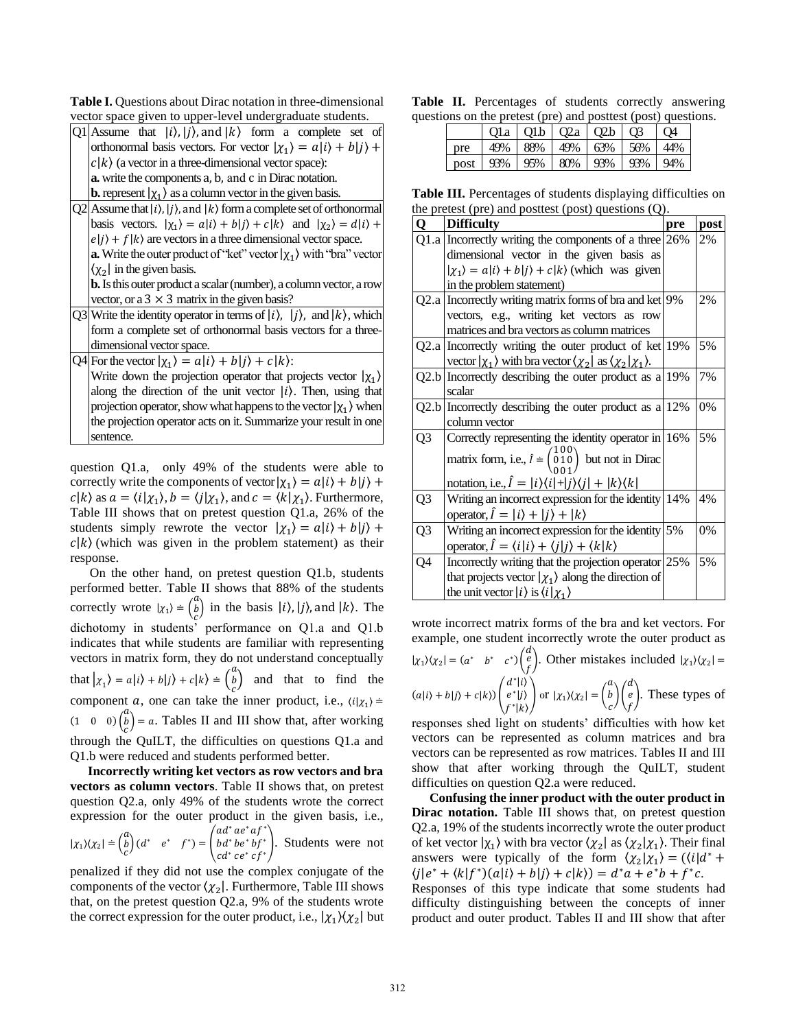**Table I.** Questions about Dirac notation in three-dimensional vector space given to upper-level undergraduate students.

| | |
|---|---|
| Q1 | Assume that $\|i\rangle, \|j\rangle$, and $\|k\rangle$ form a complete set of orthonormal basis vectors. For vector $\|\chi_1\rangle = a\|i\rangle + b\|j\rangle + c\|k\rangle$ (a vector in a three-dimensional vector space): **a.** write the components a, b, and c in Dirac notation. **b.** represent $\|\chi_1\rangle$ as a column vector in the given basis. |
| Q2 | Assume that $\|i\rangle, \|j\rangle$, and $\|k\rangle$ form a complete set of orthonormal basis vectors. $\|\chi_1\rangle = a\|i\rangle + b\|j\rangle + c\|k\rangle$ and $\|\chi_2\rangle = d\|i\rangle + e\|j\rangle + f\|k\rangle$ are vectors in a three dimensional vector space. **a.** Write the outer product of "ket" vector $\|\chi_1\rangle$ with "bra" vector $\langle\chi_2\|$ in the given basis. **b.** Is this outer product a scalar (number), a column vector, a row vector, or a $3\times 3$ matrix in the given basis? |
| Q3 | Write the identity operator in terms of $\|i\rangle$, $\|j\rangle$, and $\|k\rangle$, which form a complete set of orthonormal basis vectors for a three-dimensional vector space. |
| Q4 | For the vector $\|\chi_1\rangle = a\|i\rangle + b\|j\rangle + c\|k\rangle$: Write down the projection operator that projects vector $\|\chi_1\rangle$ along the direction of the unit vector $\|i\rangle$. Then, using that projection operator, show what happens to the vector $\|\chi_1\rangle$ when the projection operator acts on it. Summarize your result in one sentence. |

question Q1.a, only 49% of the students were able to correctly write the components of vector $|\chi_1\rangle = a|i\rangle + b|j\rangle + c|k\rangle$ as $a = \langle i|\chi_1\rangle$, $b = \langle j|\chi_1\rangle$, and $c = \langle k|\chi_1\rangle$. Furthermore, Table III shows that on pretest question Q1.a, 26% of the students simply rewrote the vector $|\chi_1\rangle = a|i\rangle + b|j\rangle + c|k\rangle$ (which was given in the problem statement) as their response.

On the other hand, on pretest question Q1.b, students performed better. Table II shows that 88% of the students correctly wrote $|\chi_1\rangle \doteq \begin{pmatrix} a \\ b \\ c \end{pmatrix}$ in the basis $|i\rangle, |j\rangle$, and $|k\rangle$. The dichotomy in students' performance on Q1.a and Q1.b indicates that while students are familiar with representing vectors in matrix form, they do not understand conceptually that $|\chi_1\rangle = a|i\rangle + b|j\rangle + c|k\rangle \doteq \begin{pmatrix} a \\ b \\ c \end{pmatrix}$ and that to find the component $a$, one can take the inner product, i.e., $\langle i|\chi_1\rangle \doteq (1 \quad 0 \quad 0)\begin{pmatrix} a \\ b \\ c \end{pmatrix} = a$. Tables II and III show that, after working through the QuILT, the difficulties on questions Q1.a and Q1.b were reduced and students performed better.

**Incorrectly writing ket vectors as row vectors and bra vectors as column vectors**. Table II shows that, on pretest question Q2.a, only 49% of the students wrote the correct expression for the outer product in the given basis, i.e., $|\chi_1\rangle\langle\chi_2| \doteq \begin{pmatrix} a \\ b \\ c \end{pmatrix}(d^* \quad e^* \quad f^*) = \begin{pmatrix} ad^* & ae^* & af^* \\ bd^* & be^* & bf^* \\ cd^* & ce^* & cf^* \end{pmatrix}$. Students were not penalized if they did not use the complex conjugate of the components of the vector $\langle\chi_2|$. Furthermore, Table III shows that, on the pretest question Q2.a, 9% of the students wrote the correct expression for the outer product, i.e., $|\chi_1\rangle\langle\chi_2|$ but

**Table II.** Percentages of students correctly answering questions on the pretest (pre) and posttest (post) questions.

| | Q1.a | Q1.b | Q2.a | Q2.b | Q3 | Q4 |
|---|---|---|---|---|---|---|
| pre | 49% | 88% | 49% | 63% | 56% | 44% |
| post | 93% | 95% | 80% | 93% | 93% | 94% |

**Table III.** Percentages of students displaying difficulties on the pretest (pre) and posttest (post) questions (Q).

| Q | Difficulty | pre | post |
|---|---|---|---|
| Q1.a | Incorrectly writing the components of a three dimensional vector in the given basis as $\|\chi_1\rangle = a\|i\rangle + b\|j\rangle + c\|k\rangle$ (which was given in the problem statement) | 26% | 2% |
| Q2.a | Incorrectly writing matrix forms of bra and ket vectors, e.g., writing ket vectors as row matrices and bra vectors as column matrices | 9% | 2% |
| Q2.a | Incorrectly writing the outer product of ket vector $\|\chi_1\rangle$ with bra vector $\langle\chi_2\|$ as $\langle\chi_2\|\chi_1\rangle$. | 19% | 5% |
| Q2.b | Incorrectly describing the outer product as a scalar | 19% | 7% |
| Q2.b | Incorrectly describing the outer product as a column vector | 12% | 0% |
| Q3 | Correctly representing the identity operator in matrix form, i.e., $\hat{I} \doteq \begin{pmatrix} 1&0&0 \\ 0&1&0 \\ 0&0&1 \end{pmatrix}$ but not in Dirac notation, i.e., $\hat{I} = \|i\rangle\langle i\| + \|j\rangle\langle j\| + \|k\rangle\langle k\|$ | 16% | 5% |
| Q3 | Writing an incorrect expression for the identity operator, $\hat{I} = \|i\rangle + \|j\rangle + \|k\rangle$ | 14% | 4% |
| Q3 | Writing an incorrect expression for the identity operator, $\hat{I} = \langle i\|i\rangle + \langle j\|j\rangle + \langle k\|k\rangle$ | 5% | 0% |
| Q4 | Incorrectly writing that the projection operator that projects vector $\|\chi_1\rangle$ along the direction of the unit vector $\|i\rangle$ is $\langle i\|\chi_1\rangle$ | 25% | 5% |

wrote incorrect matrix forms of the bra and ket vectors. For example, one student incorrectly wrote the outer product as $|\chi_1\rangle\langle\chi_2| = (a^* \quad b^* \quad c^*)\begin{pmatrix} d \\ e \\ f \end{pmatrix}$. Other mistakes included $|\chi_1\rangle\langle\chi_2| = (a|i\rangle + b|j\rangle + c|k\rangle)\begin{pmatrix} d^*|i\rangle \\ e^*|j\rangle \\ f^*|k\rangle \end{pmatrix}$ or $|\chi_1\rangle\langle\chi_2| = \begin{pmatrix} a \\ b \\ c \end{pmatrix}\begin{pmatrix} d \\ e \\ f \end{pmatrix}$. These types of responses shed light on students' difficulties with how ket vectors can be represented as column matrices and bra vectors can be represented as row matrices. Tables II and III show that after working through the QuILT, student difficulties on question Q2.a were reduced.

**Confusing the inner product with the outer product in Dirac notation.** Table III shows that, on pretest question Q2.a, 19% of the students incorrectly wrote the outer product of ket vector $|\chi_1\rangle$ with bra vector $\langle\chi_2|$ as $\langle\chi_2|\chi_1\rangle$. Their final answers were typically of the form $\langle\chi_2|\chi_1\rangle = (\langle i|d^* + \langle j|e^* + \langle k|f^*)(a|i\rangle + b|j\rangle + c|k\rangle) = d^*a + e^*b + f^*c$. Responses of this type indicate that some students had difficulty distinguishing between the concepts of inner product and outer product. Tables II and III show that after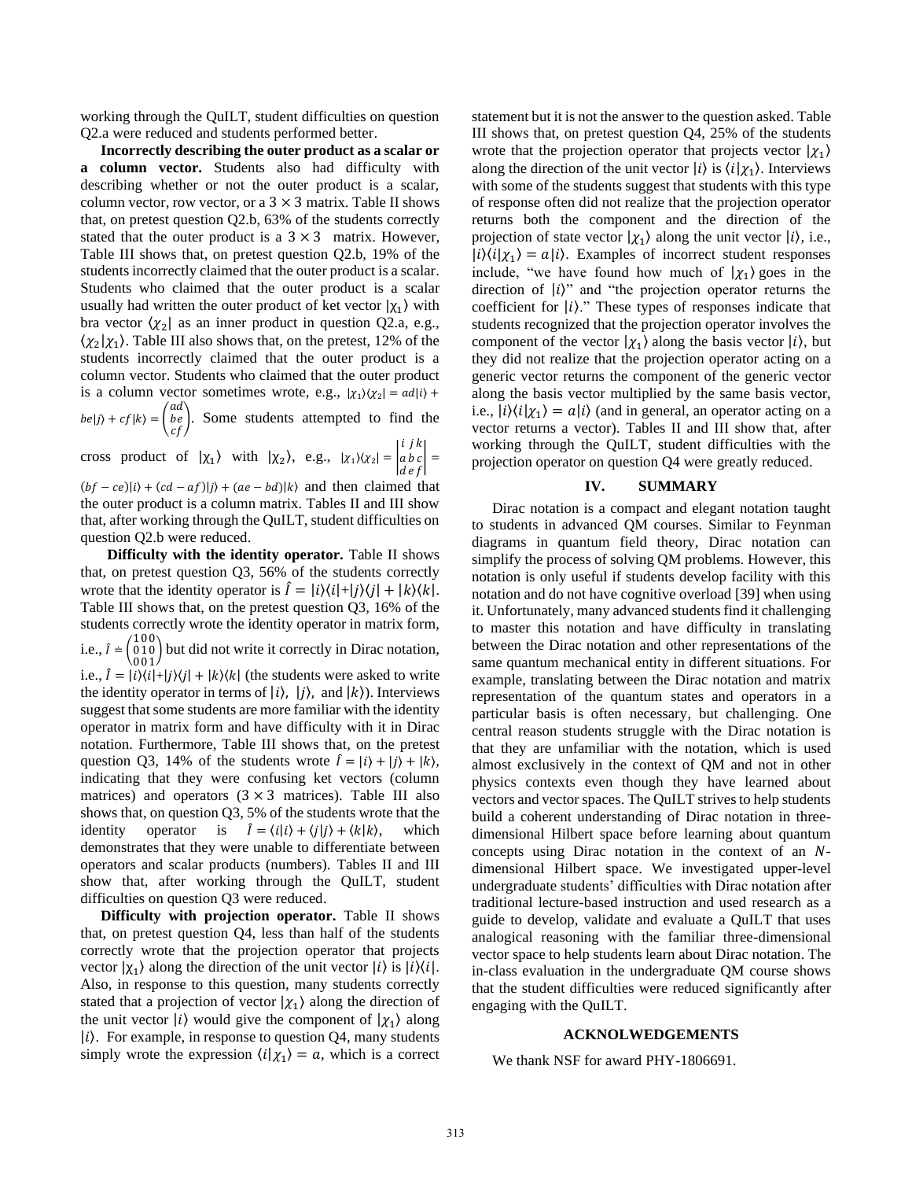working through the QuILT, student difficulties on question Q2.a were reduced and students performed better.

**Incorrectly describing the outer product as a scalar or a column vector.** Students also had difficulty with describing whether or not the outer product is a scalar, column vector, row vector, or a $3 \times 3$ matrix. Table II shows that, on pretest question Q2.b, 63% of the students correctly stated that the outer product is a $3 \times 3$ matrix. However, Table III shows that, on pretest question Q2.b, 19% of the students incorrectly claimed that the outer product is a scalar. Students who claimed that the outer product is a scalar usually had written the outer product of ket vector $|\chi_1\rangle$ with bra vector $\langle\chi_2|$ as an inner product in question Q2.a, e.g., $\langle\chi_2|\chi_1\rangle$. Table III also shows that, on the pretest, 12% of the students incorrectly claimed that the outer product is a column vector. Students who claimed that the outer product is a column vector sometimes wrote, e.g., $|\chi_1\rangle\langle\chi_2| = ad|i\rangle + be|j\rangle + cf|k\rangle = \begin{pmatrix} ad \\ be \\ cf \end{pmatrix}$. Some students attempted to find the cross product of $|\chi_1\rangle$ with $|\chi_2\rangle$, e.g., $|\chi_1\rangle\langle\chi_2| = \begin{vmatrix} i & j & k \\ a & b & c \\ d & e & f \end{vmatrix} = (bf - ce)|i\rangle + (cd - af)|j\rangle + (ae - bd)|k\rangle$ and then claimed that the outer product is a column matrix. Tables II and III show that, after working through the QuILT, student difficulties on question Q2.b were reduced.

**Difficulty with the identity operator.** Table II shows that, on pretest question Q3, 56% of the students correctly wrote that the identity operator is $\hat{I} = |i\rangle\langle i| + |j\rangle\langle j| + |k\rangle\langle k|$. Table III shows that, on the pretest question Q3, 16% of the students correctly wrote the identity operator in matrix form, i.e., $\hat{I} \doteq \begin{pmatrix} 1 & 0 & 0 \\ 0 & 1 & 0 \\ 0 & 0 & 1 \end{pmatrix}$ but did not write it correctly in Dirac notation, i.e., $\hat{I} = |i\rangle\langle i| + |j\rangle\langle j| + |k\rangle\langle k|$ (the students were asked to write the identity operator in terms of $|i\rangle$, $|j\rangle$, and $|k\rangle$). Interviews suggest that some students are more familiar with the identity operator in matrix form and have difficulty with it in Dirac notation. Furthermore, Table III shows that, on the pretest question Q3, 14% of the students wrote $\hat{I} = |i\rangle + |j\rangle + |k\rangle$, indicating that they were confusing ket vectors (column matrices) and operators ($3 \times 3$ matrices). Table III also shows that, on question Q3, 5% of the students wrote that the identity operator is $\hat{I} = \langle i|i\rangle + \langle j|j\rangle + \langle k|k\rangle$, which demonstrates that they were unable to differentiate between operators and scalar products (numbers). Tables II and III show that, after working through the QuILT, student difficulties on question Q3 were reduced.

**Difficulty with projection operator.** Table II shows that, on pretest question Q4, less than half of the students correctly wrote that the projection operator that projects vector $|\chi_1\rangle$ along the direction of the unit vector $|i\rangle$ is $|i\rangle\langle i|$. Also, in response to this question, many students correctly stated that a projection of vector $|\chi_1\rangle$ along the direction of the unit vector $|i\rangle$ would give the component of $|\chi_1\rangle$ along $|i\rangle$. For example, in response to question Q4, many students simply wrote the expression $\langle i|\chi_1\rangle = a$, which is a correct statement but it is not the answer to the question asked. Table III shows that, on pretest question Q4, 25% of the students wrote that the projection operator that projects vector $|\chi_1\rangle$ along the direction of the unit vector $|i\rangle$ is $\langle i|\chi_1\rangle$. Interviews with some of the students suggest that students with this type of response often did not realize that the projection operator returns both the component and the direction of the projection of state vector $|\chi_1\rangle$ along the unit vector $|i\rangle$, i.e., $|i\rangle\langle i|\chi_1\rangle = a|i\rangle$. Examples of incorrect student responses include, "we have found how much of $|\chi_1\rangle$ goes in the direction of $|i\rangle$" and "the projection operator returns the coefficient for $|i\rangle$." These types of responses indicate that students recognized that the projection operator involves the component of the vector $|\chi_1\rangle$ along the basis vector $|i\rangle$, but they did not realize that the projection operator acting on a generic vector returns the component of the generic vector along the basis vector multiplied by the same basis vector, i.e., $|i\rangle\langle i|\chi_1\rangle = a|i\rangle$ (and in general, an operator acting on a vector returns a vector). Tables II and III show that, after working through the QuILT, student difficulties with the projection operator on question Q4 were greatly reduced.

## IV. SUMMARY

Dirac notation is a compact and elegant notation taught to students in advanced QM courses. Similar to Feynman diagrams in quantum field theory, Dirac notation can simplify the process of solving QM problems. However, this notation is only useful if students develop facility with this notation and do not have cognitive overload [39] when using it. Unfortunately, many advanced students find it challenging to master this notation and have difficulty in translating between the Dirac notation and other representations of the same quantum mechanical entity in different situations. For example, translating between the Dirac notation and matrix representation of the quantum states and operators in a particular basis is often necessary, but challenging. One central reason students struggle with the Dirac notation is that they are unfamiliar with the notation, which is used almost exclusively in the context of QM and not in other physics contexts even though they have learned about vectors and vector spaces. The QuILT strives to help students build a coherent understanding of Dirac notation in three-dimensional Hilbert space before learning about quantum concepts using Dirac notation in the context of an $N$-dimensional Hilbert space. We investigated upper-level undergraduate students' difficulties with Dirac notation after traditional lecture-based instruction and used research as a guide to develop, validate and evaluate a QuILT that uses analogical reasoning with the familiar three-dimensional vector space to help students learn about Dirac notation. The in-class evaluation in the undergraduate QM course shows that the student difficulties were reduced significantly after engaging with the QuILT.

## ACKNOLWEDGEMENTS

We thank NSF for award PHY-1806691.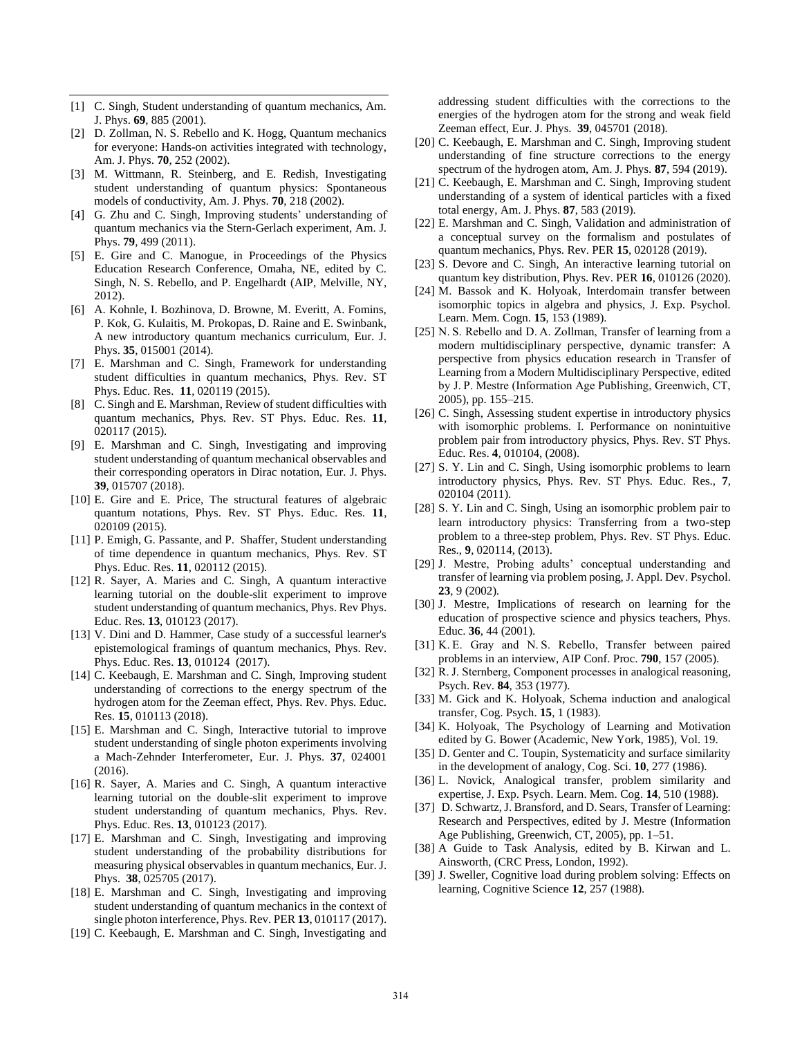[1] C. Singh, Student understanding of quantum mechanics, Am. J. Phys. **69**, 885 (2001).

[2] D. Zollman, N. S. Rebello and K. Hogg, Quantum mechanics for everyone: Hands-on activities integrated with technology, Am. J. Phys. **70**, 252 (2002).

[3] M. Wittmann, R. Steinberg, and E. Redish, Investigating student understanding of quantum physics: Spontaneous models of conductivity, Am. J. Phys. **70**, 218 (2002).

[4] G. Zhu and C. Singh, Improving students' understanding of quantum mechanics via the Stern-Gerlach experiment, Am. J. Phys. **79**, 499 (2011).

[5] E. Gire and C. Manogue, in Proceedings of the Physics Education Research Conference, Omaha, NE, edited by C. Singh, N. S. Rebello, and P. Engelhardt (AIP, Melville, NY, 2012).

[6] A. Kohnle, I. Bozhinova, D. Browne, M. Everitt, A. Fomins, P. Kok, G. Kulaitis, M. Prokopas, D. Raine and E. Swinbank, A new introductory quantum mechanics curriculum, Eur. J. Phys. **35**, 015001 (2014).

[7] E. Marshman and C. Singh, Framework for understanding student difficulties in quantum mechanics, Phys. Rev. ST Phys. Educ. Res. **11**, 020119 (2015).

[8] C. Singh and E. Marshman, Review of student difficulties with quantum mechanics, Phys. Rev. ST Phys. Educ. Res. **11**, 020117 (2015).

[9] E. Marshman and C. Singh, Investigating and improving student understanding of quantum mechanical observables and their corresponding operators in Dirac notation, Eur. J. Phys. **39**, 015707 (2018).

[10] E. Gire and E. Price, The structural features of algebraic quantum notations, Phys. Rev. ST Phys. Educ. Res. **11**, 020109 (2015).

[11] P. Emigh, G. Passante, and P. Shaffer, Student understanding of time dependence in quantum mechanics, Phys. Rev. ST Phys. Educ. Res. **11**, 020112 (2015).

[12] R. Sayer, A. Maries and C. Singh, A quantum interactive learning tutorial on the double-slit experiment to improve student understanding of quantum mechanics, Phys. Rev Phys. Educ. Res. **13**, 010123 (2017).

[13] V. Dini and D. Hammer, Case study of a successful learner's epistemological framings of quantum mechanics, Phys. Rev. Phys. Educ. Res. **13**, 010124 (2017).

[14] C. Keebaugh, E. Marshman and C. Singh, Improving student understanding of corrections to the energy spectrum of the hydrogen atom for the Zeeman effect, Phys. Rev. Phys. Educ. Res. **15**, 010113 (2018).

[15] E. Marshman and C. Singh, Interactive tutorial to improve student understanding of single photon experiments involving a Mach-Zehnder Interferometer, Eur. J. Phys. **37**, 024001 (2016).

[16] R. Sayer, A. Maries and C. Singh, A quantum interactive learning tutorial on the double-slit experiment to improve student understanding of quantum mechanics, Phys. Rev. Phys. Educ. Res. **13**, 010123 (2017).

[17] E. Marshman and C. Singh, Investigating and improving student understanding of the probability distributions for measuring physical observables in quantum mechanics, Eur. J. Phys. **38**, 025705 (2017).

[18] E. Marshman and C. Singh, Investigating and improving student understanding of quantum mechanics in the context of single photon interference, Phys. Rev. PER **13**, 010117 (2017).

[19] C. Keebaugh, E. Marshman and C. Singh, Investigating and addressing student difficulties with the corrections to the energies of the hydrogen atom for the strong and weak field Zeeman effect, Eur. J. Phys. **39**, 045701 (2018).

[20] C. Keebaugh, E. Marshman and C. Singh, Improving student understanding of fine structure corrections to the energy spectrum of the hydrogen atom, Am. J. Phys. **87**, 594 (2019).

[21] C. Keebaugh, E. Marshman and C. Singh, Improving student understanding of a system of identical particles with a fixed total energy, Am. J. Phys. **87**, 583 (2019).

[22] E. Marshman and C. Singh, Validation and administration of a conceptual survey on the formalism and postulates of quantum mechanics, Phys. Rev. PER **15**, 020128 (2019).

[23] S. Devore and C. Singh, An interactive learning tutorial on quantum key distribution, Phys. Rev. PER **16**, 010126 (2020).

[24] M. Bassok and K. Holyoak, Interdomain transfer between isomorphic topics in algebra and physics, J. Exp. Psychol. Learn. Mem. Cogn. **15**, 153 (1989).

[25] N. S. Rebello and D. A. Zollman, Transfer of learning from a modern multidisciplinary perspective, dynamic transfer: A perspective from physics education research in Transfer of Learning from a Modern Multidisciplinary Perspective, edited by J. P. Mestre (Information Age Publishing, Greenwich, CT, 2005), pp. 155–215.

[26] C. Singh, Assessing student expertise in introductory physics with isomorphic problems. I. Performance on nonintuitive problem pair from introductory physics, Phys. Rev. ST Phys. Educ. Res. **4**, 010104, (2008).

[27] S. Y. Lin and C. Singh, Using isomorphic problems to learn introductory physics, Phys. Rev. ST Phys. Educ. Res., **7**, 020104 (2011).

[28] S. Y. Lin and C. Singh, Using an isomorphic problem pair to learn introductory physics: Transferring from a two-step problem to a three-step problem, Phys. Rev. ST Phys. Educ. Res., **9**, 020114, (2013).

[29] J. Mestre, Probing adults' conceptual understanding and transfer of learning via problem posing, J. Appl. Dev. Psychol. **23**, 9 (2002).

[30] J. Mestre, Implications of research on learning for the education of prospective science and physics teachers, Phys. Educ. **36**, 44 (2001).

[31] K. E. Gray and N. S. Rebello, Transfer between paired problems in an interview, AIP Conf. Proc. **790**, 157 (2005).

[32] R. J. Sternberg, Component processes in analogical reasoning, Psych. Rev. **84**, 353 (1977).

[33] M. Gick and K. Holyoak, Schema induction and analogical transfer, Cog. Psych. **15**, 1 (1983).

[34] K. Holyoak, The Psychology of Learning and Motivation edited by G. Bower (Academic, New York, 1985), Vol. 19.

[35] D. Genter and C. Toupin, Systematicity and surface similarity in the development of analogy, Cog. Sci. **10**, 277 (1986).

[36] L. Novick, Analogical transfer, problem similarity and expertise, J. Exp. Psych. Learn. Mem. Cog. **14**, 510 (1988).

[37] D. Schwartz, J. Bransford, and D. Sears, Transfer of Learning: Research and Perspectives, edited by J. Mestre (Information Age Publishing, Greenwich, CT, 2005), pp. 1–51.

[38] A Guide to Task Analysis, edited by B. Kirwan and L. Ainsworth, (CRC Press, London, 1992).

[39] J. Sweller, Cognitive load during problem solving: Effects on learning, Cognitive Science **12**, 257 (1988).